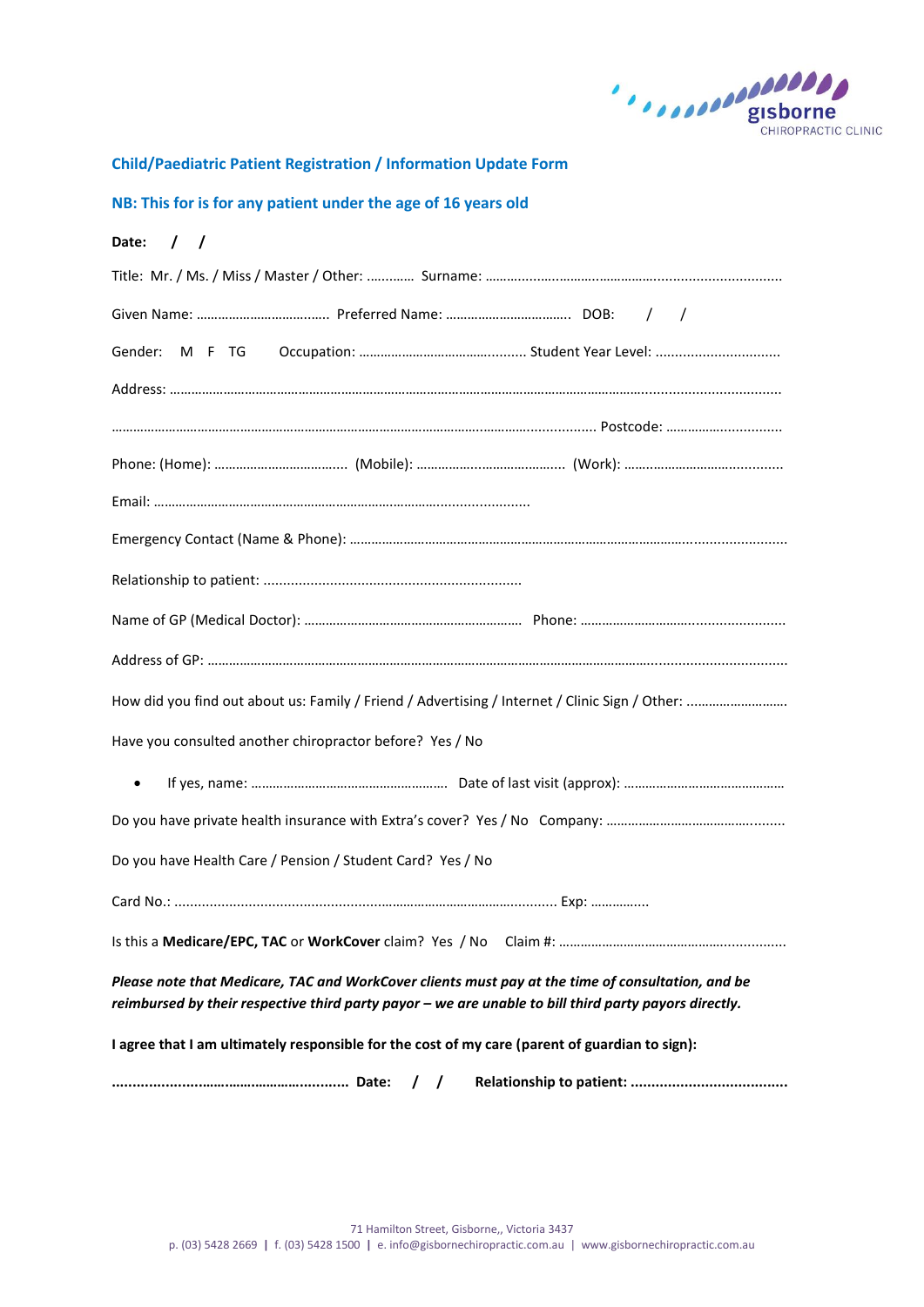gisborne CHIROPRACTIC CLINIC

## Child/Paediatric Patient Registration / Information Update Form

## NB: This for is for any patient under the age of 16 years old

**Date: / /**

Title: Mr. / Ms. / Miss / Master / Other: ………… Surname: …………………………………………………………………………

Given Name: ……………………………….. Preferred Name: …………………………….. DOB: / /

Gender: M F TG Occupation: ……………………………………….. Student Year Level: …………………………

Address: ……………………………………………………………………………………………………………………………………………

……………………………………………………………………………………………………………………… Postcode: …………………………

Phone: (Home): ……………………………… (Mobile): …………………………………… (Work): ……………………………………

Email: ……………………………………………………………………………………

Emergency Contact (Name & Phone): …………………………………………………………………………………………………

Relationship to patient: …………………………………………………………

Name of GP (Medical Doctor): …………………………………………………… Phone: …………………………………………

Address of GP: ………………………………………………………………………………………………………………………………

How did you find out about us: Family / Friend / Advertising / Internet / Clinic Sign / Other: ………………………

Have you consulted another chiropractor before? Yes / No

- If yes, name: ……………………………………………… Date of last visit (approx): ……………………………………

Do you have private health insurance with Extra's cover? Yes / No Company: ……………………………………….

Do you have Health Care / Pension / Student Card? Yes / No

Card No.: ……………………………………………………………………………………… Exp: ……………

Is this a **Medicare/EPC, TAC** or **WorkCover** claim? Yes / No Claim #: ……………………………………………………

***Please note that Medicare, TAC and WorkCover clients must pay at the time of consultation, and be reimbursed by their respective third party payor – we are unable to bill third party payors directly.***

**I agree that I am ultimately responsible for the cost of my care (parent of guardian to sign):**

**…………………………………………………… Date: / / Relationship to patient: ………………………………**

71 Hamilton Street, Gisborne,, Victoria 3437

p. (03) 5428 2669 | f. (03) 5428 1500 | e. info@gisbornechiropractic.com.au | www.gisbornechiropractic.com.au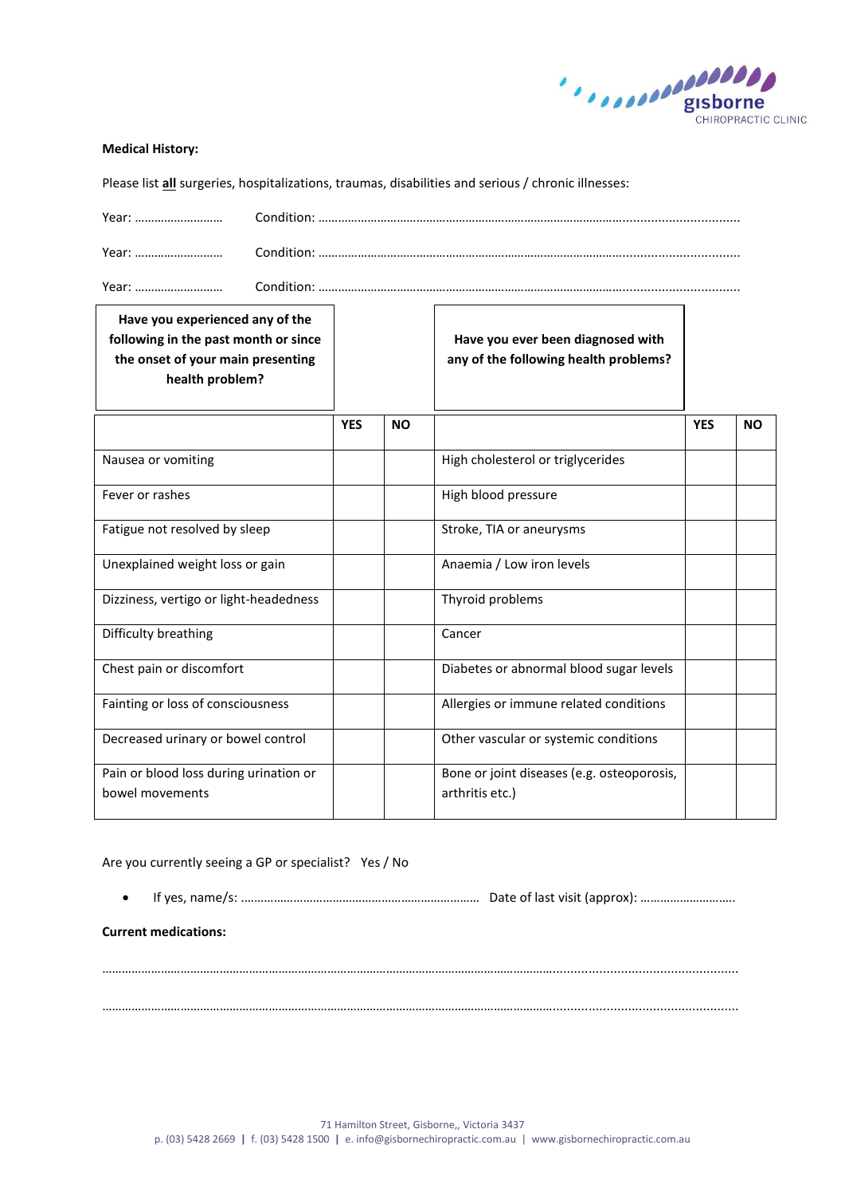**Medical History:**

Please list **all** surgeries, hospitalizations, traumas, disabilities and serious / chronic illnesses:

Year: ……………………… Condition: ……………………………………………………………………………………………………………

Year: ……………………… Condition: ……………………………………………………………………………………………………………

Year: ……………………… Condition: ……………………………………………………………………………………………………………

| **Have you experienced any of the following in the past month or since the onset of your main presenting health problem?** | | | **Have you ever been diagnosed with any of the following health problems?** | | |
|---|---|---|---|---|---|
| | **YES** | **NO** | | **YES** | **NO** |
| Nausea or vomiting | | | High cholesterol or triglycerides | | |
| Fever or rashes | | | High blood pressure | | |
| Fatigue not resolved by sleep | | | Stroke, TIA or aneurysms | | |
| Unexplained weight loss or gain | | | Anaemia / Low iron levels | | |
| Dizziness, vertigo or light-headedness | | | Thyroid problems | | |
| Difficulty breathing | | | Cancer | | |
| Chest pain or discomfort | | | Diabetes or abnormal blood sugar levels | | |
| Fainting or loss of consciousness | | | Allergies or immune related conditions | | |
| Decreased urinary or bowel control | | | Other vascular or systemic conditions | | |
| Pain or blood loss during urination or bowel movements | | | Bone or joint diseases (e.g. osteoporosis, arthritis etc.) | | |

Are you currently seeing a GP or specialist? Yes / No

- If yes, name/s: ……………………………………………………………… Date of last visit (approx): ……………………….

**Current medications:**

……………………………………………………………………………………………………………………………………………………………

……………………………………………………………………………………………………………………………………………………………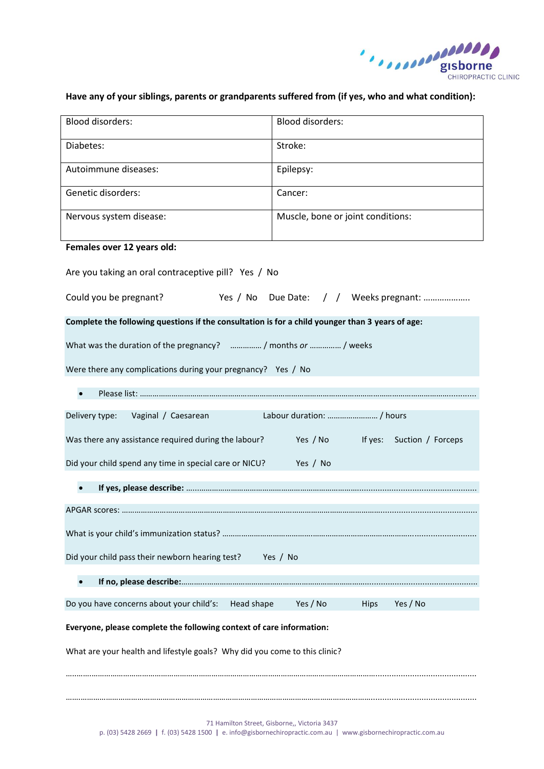**Have any of your siblings, parents or grandparents suffered from (if yes, who and what condition):**

| Blood disorders: | Blood disorders: |
|---|---|
| Diabetes: | Stroke: |
| Autoimmune diseases: | Epilepsy: |
| Genetic disorders: | Cancer: |
| Nervous system disease: | Muscle, bone or joint conditions: |

**Females over 12 years old:**

Are you taking an oral contraceptive pill? Yes / No

Could you be pregnant? Yes / No Due Date: / / Weeks pregnant: ………………..

**Complete the following questions if the consultation is for a child younger than 3 years of age:**

What was the duration of the pregnancy? …………… / months *or* …………… / weeks

Were there any complications during your pregnancy? Yes / No

- Please list: ………………………………………………………………………………………………………………………………………

Delivery type: Vaginal / Caesarean Labour duration: …………………… / hours

Was there any assistance required during the labour? Yes / No If yes: Suction / Forceps

Did your child spend any time in special care or NICU? Yes / No

- **If yes, please describe:** ……………………………………………………………………………………………………………

APGAR scores: ……………………………………………………………………………………………………………………………………

What is your child's immunization status? ………………………………………………………………………………………………

Did your child pass their newborn hearing test? Yes / No

- **If no, please describe:**…………………………………………………………………………………………………………………

Do you have concerns about your child's: Head shape Yes / No Hips Yes / No

**Everyone, please complete the following context of care information:**

What are your health and lifestyle goals? Why did you come to this clinic?

……………………………………………………………………………………………………………………………………………………………

……………………………………………………………………………………………………………………………………………………………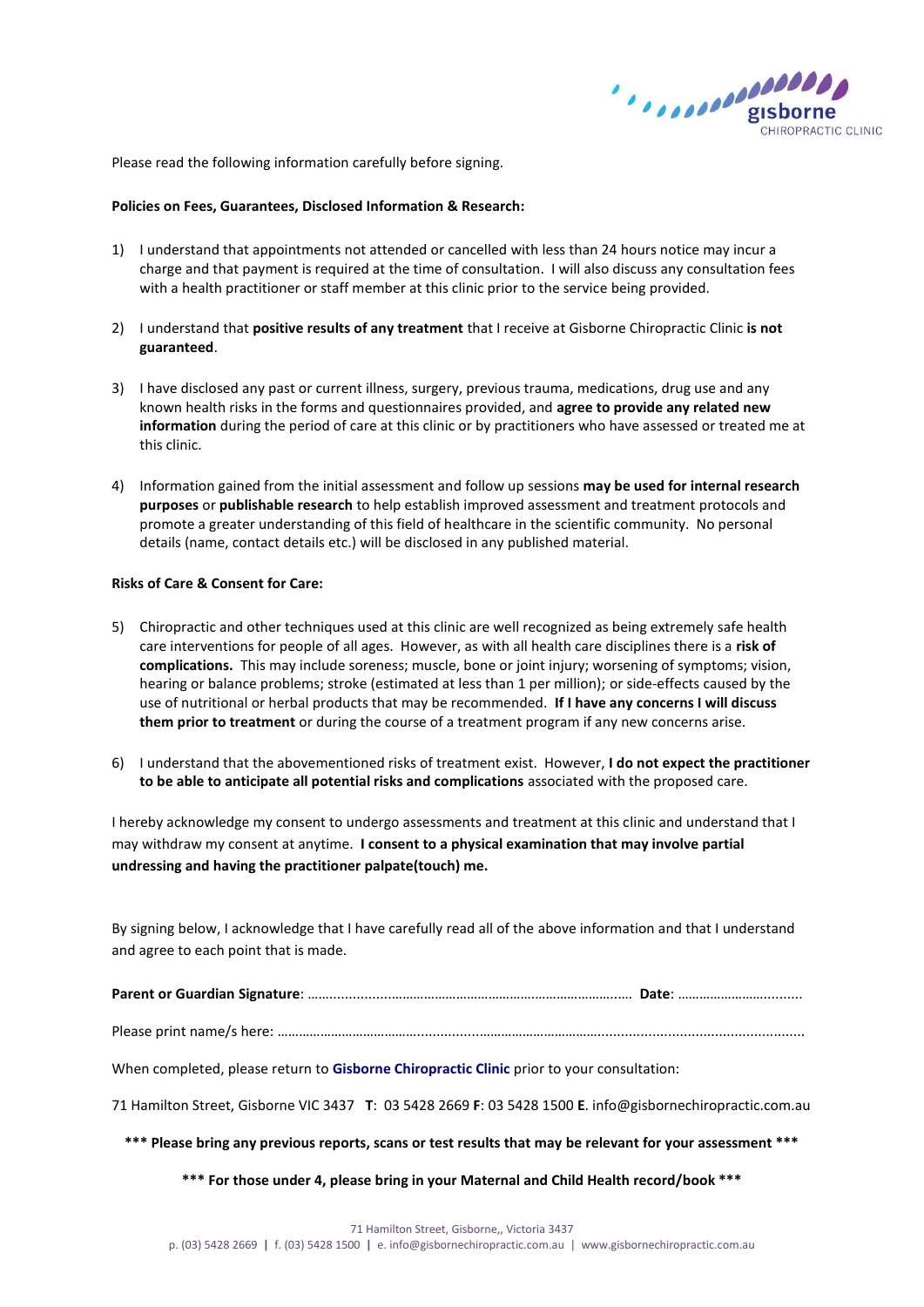Please read the following information carefully before signing.

**Policies on Fees, Guarantees, Disclosed Information & Research:**

1) I understand that appointments not attended or cancelled with less than 24 hours notice may incur a charge and that payment is required at the time of consultation. I will also discuss any consultation fees with a health practitioner or staff member at this clinic prior to the service being provided.

2) I understand that **positive results of any treatment** that I receive at Gisborne Chiropractic Clinic **is not guaranteed**.

3) I have disclosed any past or current illness, surgery, previous trauma, medications, drug use and any known health risks in the forms and questionnaires provided, and **agree to provide any related new information** during the period of care at this clinic or by practitioners who have assessed or treated me at this clinic.

4) Information gained from the initial assessment and follow up sessions **may be used for internal research purposes** or **publishable research** to help establish improved assessment and treatment protocols and promote a greater understanding of this field of healthcare in the scientific community. No personal details (name, contact details etc.) will be disclosed in any published material.

**Risks of Care & Consent for Care:**

5) Chiropractic and other techniques used at this clinic are well recognized as being extremely safe health care interventions for people of all ages. However, as with all health care disciplines there is a **risk of complications.** This may include soreness; muscle, bone or joint injury; worsening of symptoms; vision, hearing or balance problems; stroke (estimated at less than 1 per million); or side-effects caused by the use of nutritional or herbal products that may be recommended. **If I have any concerns I will discuss them prior to treatment** or during the course of a treatment program if any new concerns arise.

6) I understand that the abovementioned risks of treatment exist. However, **I do not expect the practitioner to be able to anticipate all potential risks and complications** associated with the proposed care.

I hereby acknowledge my consent to undergo assessments and treatment at this clinic and understand that I may withdraw my consent at anytime. **I consent to a physical examination that may involve partial undressing and having the practitioner palpate(touch) me.**

By signing below, I acknowledge that I have carefully read all of the above information and that I understand and agree to each point that is made.

**Parent or Guardian Signature**: ………………………………………………………………………… **Date**: ………………………………

Please print name/s here: ………………………………………………………………………………………………………………………

When completed, please return to **Gisborne Chiropractic Clinic** prior to your consultation:

71 Hamilton Street, Gisborne VIC 3437 **T**: 03 5428 2669 **F**: 03 5428 1500 **E**. info@gisbornechiropractic.com.au

**\*\*\* Please bring any previous reports, scans or test results that may be relevant for your assessment \*\*\***

**\*\*\* For those under 4, please bring in your Maternal and Child Health record/book \*\*\***